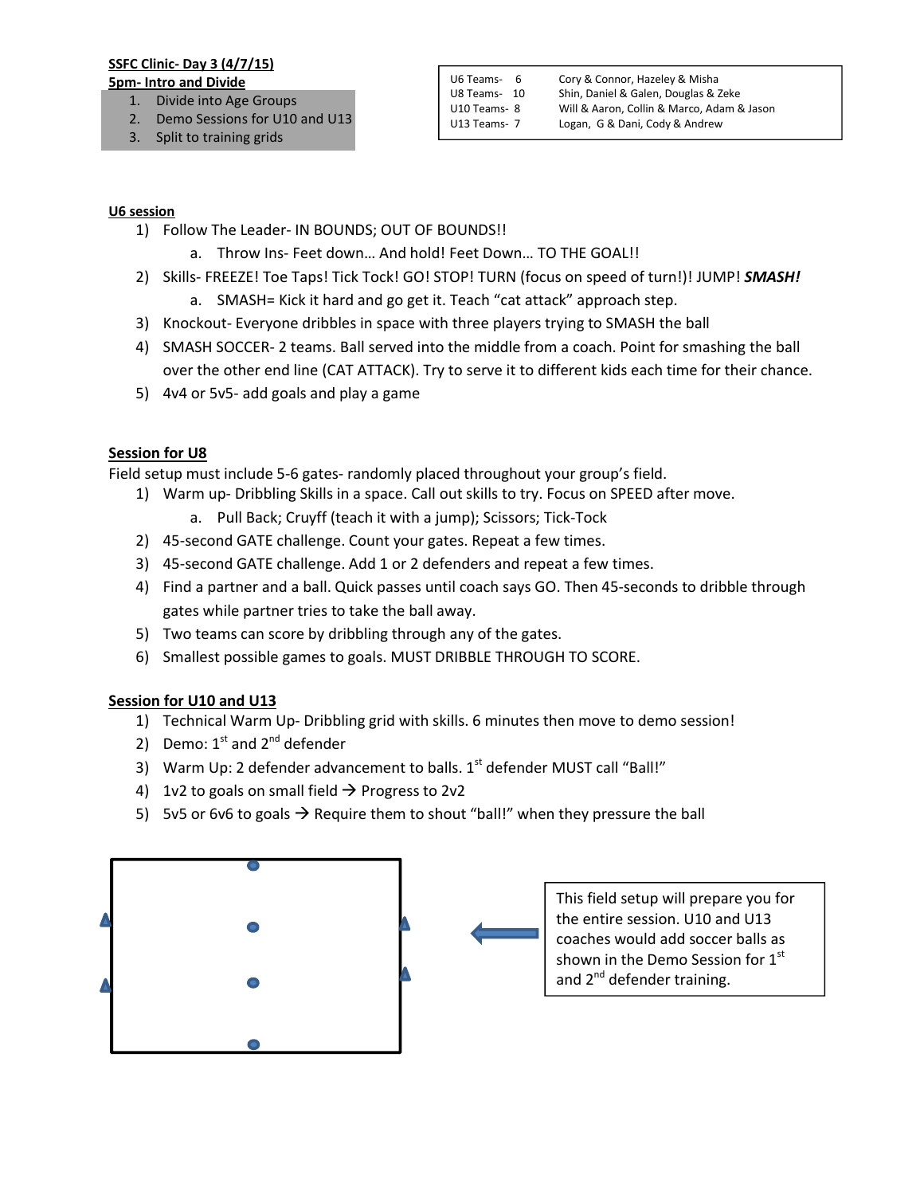**SSFC Clinic- Day 3 (4/7/15)**
**5pm- Intro and Divide**

1. Divide into Age Groups
2. Demo Sessions for U10 and U13
3. Split to training grids

| | |
|---|---|
| U6 Teams- 6 | Cory & Connor, Hazeley & Misha |
| U8 Teams- 10 | Shin, Daniel & Galen, Douglas & Zeke |
| U10 Teams- 8 | Will & Aaron, Collin & Marco, Adam & Jason |
| U13 Teams- 7 | Logan, G & Dani, Cody & Andrew |

**U6 session**

1) Follow The Leader- IN BOUNDS; OUT OF BOUNDS!!
   a. Throw Ins- Feet down… And hold! Feet Down… TO THE GOAL!!
2) Skills- FREEZE! Toe Taps! Tick Tock! GO! STOP! TURN (focus on speed of turn!)! JUMP! ***SMASH!***
   a. SMASH= Kick it hard and go get it. Teach "cat attack" approach step.
3) Knockout- Everyone dribbles in space with three players trying to SMASH the ball
4) SMASH SOCCER- 2 teams. Ball served into the middle from a coach. Point for smashing the ball over the other end line (CAT ATTACK). Try to serve it to different kids each time for their chance.
5) 4v4 or 5v5- add goals and play a game

**Session for U8**

Field setup must include 5-6 gates- randomly placed throughout your group's field.

1) Warm up- Dribbling Skills in a space. Call out skills to try. Focus on SPEED after move.
   a. Pull Back; Cruyff (teach it with a jump); Scissors; Tick-Tock
2) 45-second GATE challenge. Count your gates. Repeat a few times.
3) 45-second GATE challenge. Add 1 or 2 defenders and repeat a few times.
4) Find a partner and a ball. Quick passes until coach says GO. Then 45-seconds to dribble through gates while partner tries to take the ball away.
5) Two teams can score by dribbling through any of the gates.
6) Smallest possible games to goals. MUST DRIBBLE THROUGH TO SCORE.

**Session for U10 and U13**

1) Technical Warm Up- Dribbling grid with skills. 6 minutes then move to demo session!
2) Demo: 1st and 2nd defender
3) Warm Up: 2 defender advancement to balls. 1st defender MUST call "Ball!"
4) 1v2 to goals on small field → Progress to 2v2
5) 5v5 or 6v6 to goals → Require them to shout "ball!" when they pressure the ball

This field setup will prepare you for the entire session. U10 and U13 coaches would add soccer balls as shown in the Demo Session for 1st and 2nd defender training.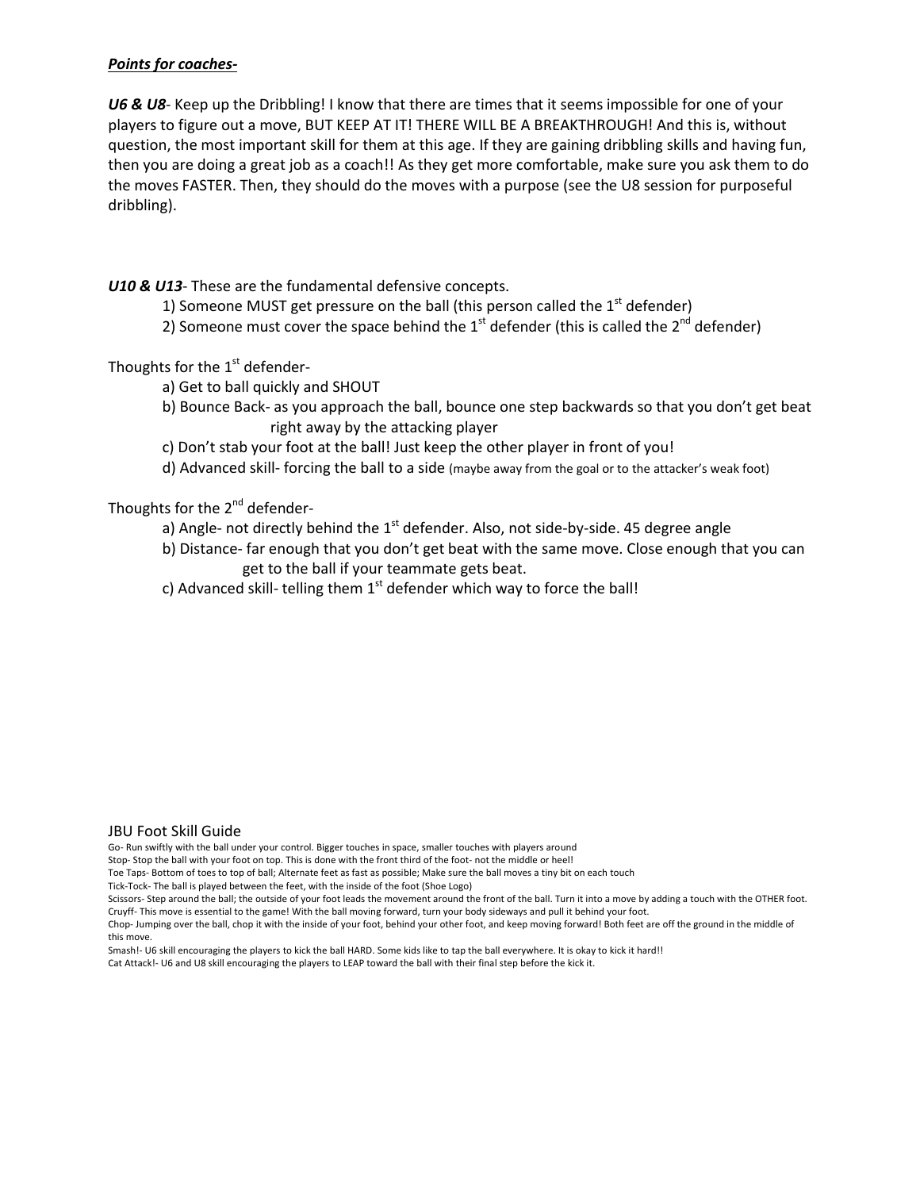***Points for coaches-***

***U6 & U8***- Keep up the Dribbling! I know that there are times that it seems impossible for one of your players to figure out a move, BUT KEEP AT IT! THERE WILL BE A BREAKTHROUGH! And this is, without question, the most important skill for them at this age. If they are gaining dribbling skills and having fun, then you are doing a great job as a coach!! As they get more comfortable, make sure you ask them to do the moves FASTER. Then, they should do the moves with a purpose (see the U8 session for purposeful dribbling).

***U10 & U13***- These are the fundamental defensive concepts.

1) Someone MUST get pressure on the ball (this person called the 1st defender)
2) Someone must cover the space behind the 1st defender (this is called the 2nd defender)

Thoughts for the 1st defender-

a) Get to ball quickly and SHOUT
b) Bounce Back- as you approach the ball, bounce one step backwards so that you don't get beat right away by the attacking player
c) Don't stab your foot at the ball! Just keep the other player in front of you!
d) Advanced skill- forcing the ball to a side (maybe away from the goal or to the attacker's weak foot)

Thoughts for the 2nd defender-

a) Angle- not directly behind the 1st defender. Also, not side-by-side. 45 degree angle
b) Distance- far enough that you don't get beat with the same move. Close enough that you can get to the ball if your teammate gets beat.
c) Advanced skill- telling them 1st defender which way to force the ball!

JBU Foot Skill Guide

Go- Run swiftly with the ball under your control. Bigger touches in space, smaller touches with players around

Stop- Stop the ball with your foot on top. This is done with the front third of the foot- not the middle or heel!

Toe Taps- Bottom of toes to top of ball; Alternate feet as fast as possible; Make sure the ball moves a tiny bit on each touch

Tick-Tock- The ball is played between the feet, with the inside of the foot (Shoe Logo)

Scissors- Step around the ball; the outside of your foot leads the movement around the front of the ball. Turn it into a move by adding a touch with the OTHER foot.

Cruyff- This move is essential to the game! With the ball moving forward, turn your body sideways and pull it behind your foot.

Chop- Jumping over the ball, chop it with the inside of your foot, behind your other foot, and keep moving forward! Both feet are off the ground in the middle of this move.

Smash!- U6 skill encouraging the players to kick the ball HARD. Some kids like to tap the ball everywhere. It is okay to kick it hard!!

Cat Attack!- U6 and U8 skill encouraging the players to LEAP toward the ball with their final step before the kick it.